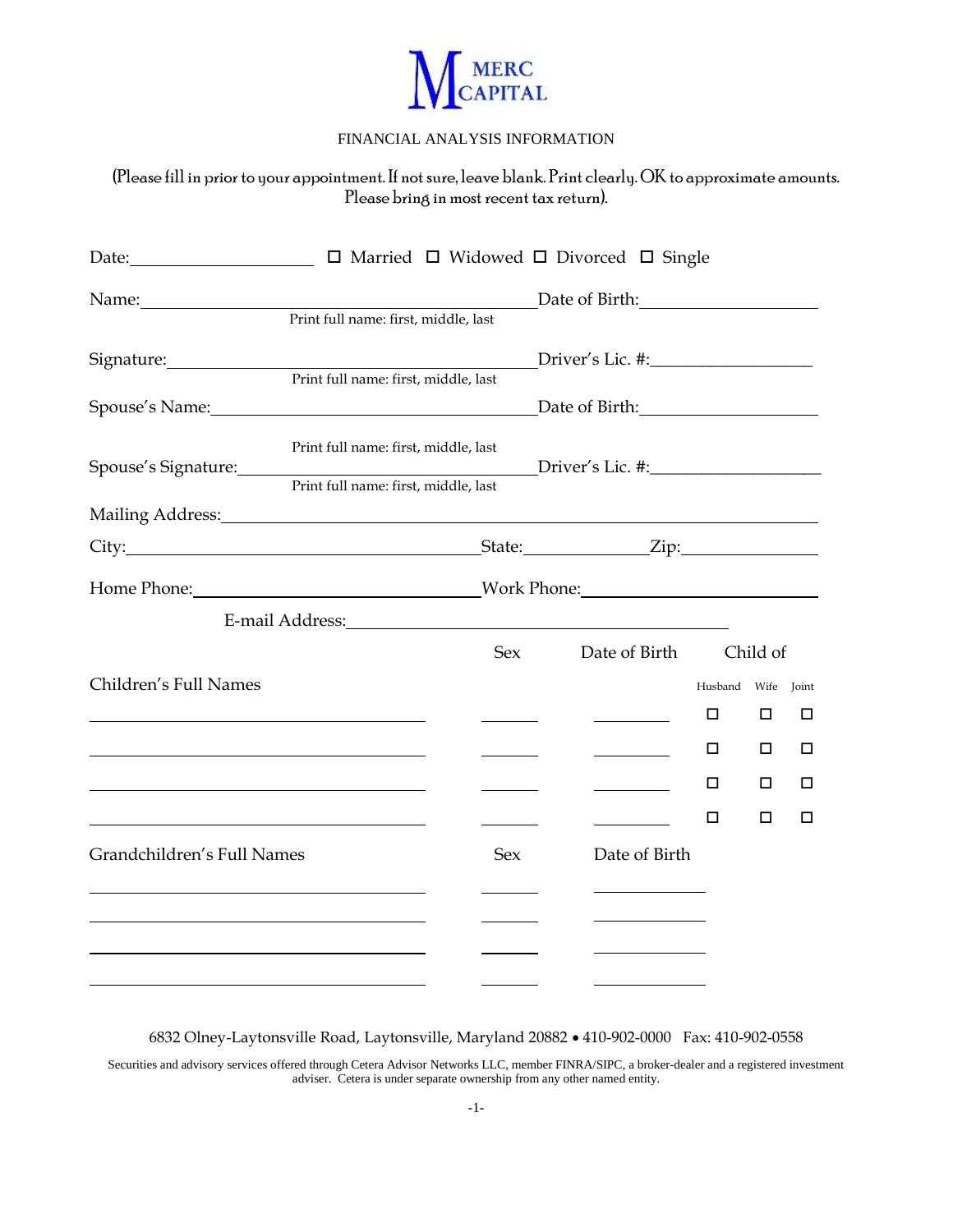MERC CAPITAL

FINANCIAL ANALYSIS INFORMATION

(Please fill in prior to your appointment. If not sure, leave blank. Print clearly. OK to approximate amounts. Please bring in most recent tax return).

Date:____________________ ☐ Married ☐ Widowed ☐ Divorced ☐ Single

Name:________________________________________ Date of Birth:____________________
Print full name: first, middle, last

Signature:________________________________________ Driver's Lic. #:____________________
Print full name: first, middle, last

Spouse's Name:________________________________________ Date of Birth:____________________
Print full name: first, middle, last

Spouse's Signature:________________________________________ Driver's Lic. #:____________________
Print full name: first, middle, last

Mailing Address:________________________________________________________________

City:________________________________________ State:______________ Zip:________________

Home Phone:________________________________ Work Phone:________________________________

E-mail Address:________________________________________________

| Children's Full Names | Sex | Date of Birth | Child of: Husband | Wife | Joint |
|---|---|---|---|---|---|
| | | | ☐ | ☐ | ☐ |
| | | | ☐ | ☐ | ☐ |
| | | | ☐ | ☐ | ☐ |
| | | | ☐ | ☐ | ☐ |

| Grandchildren's Full Names | Sex | Date of Birth |
|---|---|---|
| | | |
| | | |
| | | |
| | | |

6832 Olney-Laytonsville Road, Laytonsville, Maryland 20882 • 410-902-0000 Fax: 410-902-0558

Securities and advisory services offered through Cetera Advisor Networks LLC, member FINRA/SIPC, a broker-dealer and a registered investment adviser. Cetera is under separate ownership from any other named entity.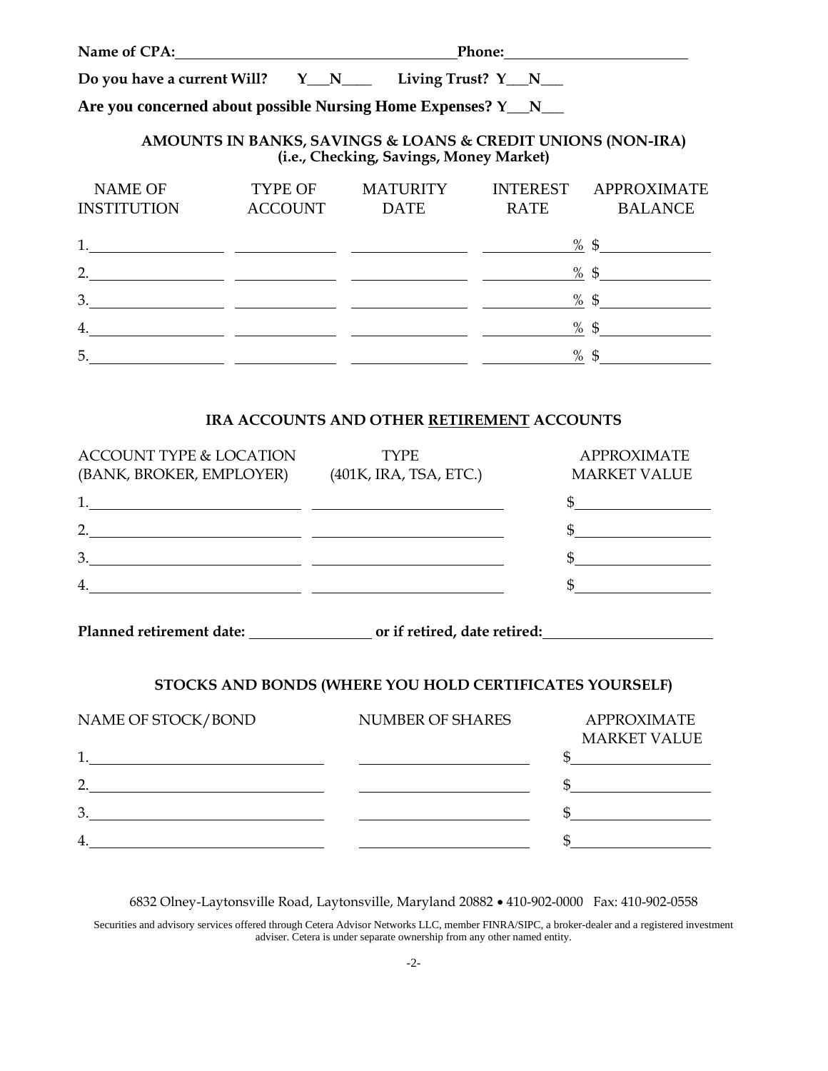**Name of CPA:** ____________________________________ **Phone:** ________________________

**Do you have a current Will? Y___N____ Living Trust? Y___N___**

**Are you concerned about possible Nursing Home Expenses? Y___N___**

### AMOUNTS IN BANKS, SAVINGS & LOANS & CREDIT UNIONS (NON-IRA)
### (i.e., Checking, Savings, Money Market)

| NAME OF INSTITUTION | TYPE OF ACCOUNT | MATURITY DATE | INTEREST RATE | APPROXIMATE BALANCE |
|---|---|---|---|---|
| 1. | | | % | $ |
| 2. | | | % | $ |
| 3. | | | % | $ |
| 4. | | | % | $ |
| 5. | | | % | $ |

### IRA ACCOUNTS AND OTHER RETIREMENT ACCOUNTS

| ACCOUNT TYPE & LOCATION (BANK, BROKER, EMPLOYER) | TYPE (401K, IRA, TSA, ETC.) | APPROXIMATE MARKET VALUE |
|---|---|---|
| 1. | | $ |
| 2. | | $ |
| 3. | | $ |
| 4. | | $ |

**Planned retirement date:** ________________ **or if retired, date retired:** ______________________

### STOCKS AND BONDS (WHERE YOU HOLD CERTIFICATES YOURSELF)

| NAME OF STOCK/BOND | NUMBER OF SHARES | APPROXIMATE MARKET VALUE |
|---|---|---|
| 1. | | $ |
| 2. | | $ |
| 3. | | $ |
| 4. | | $ |

6832 Olney-Laytonsville Road, Laytonsville, Maryland 20882 • 410-902-0000 Fax: 410-902-0558

Securities and advisory services offered through Cetera Advisor Networks LLC, member FINRA/SIPC, a broker-dealer and a registered investment adviser. Cetera is under separate ownership from any other named entity.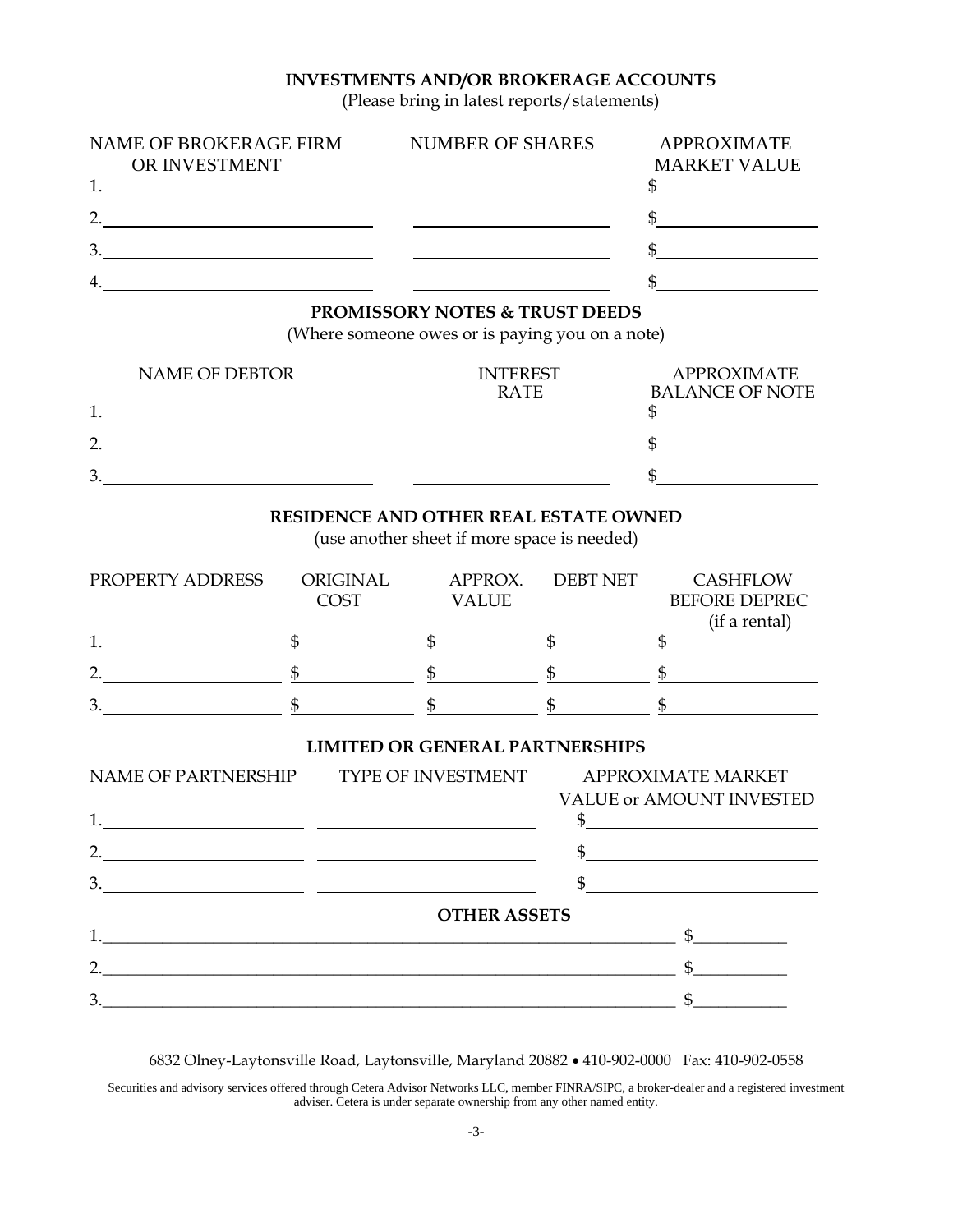## INVESTMENTS AND/OR BROKERAGE ACCOUNTS

(Please bring in latest reports/statements)

| NAME OF BROKERAGE FIRM OR INVESTMENT | NUMBER OF SHARES | APPROXIMATE MARKET VALUE |
| --- | --- | --- |
| 1. | | $ |
| 2. | | $ |
| 3. | | $ |
| 4. | | $ |

## PROMISSORY NOTES & TRUST DEEDS

(Where someone owes or is paying you on a note)

| NAME OF DEBTOR | INTEREST RATE | APPROXIMATE BALANCE OF NOTE |
| --- | --- | --- |
| 1. | | $ |
| 2. | | $ |
| 3. | | $ |

## RESIDENCE AND OTHER REAL ESTATE OWNED

(use another sheet if more space is needed)

| PROPERTY ADDRESS | ORIGINAL COST | APPROX. VALUE | DEBT NET | CASHFLOW BEFORE DEPREC (if a rental) |
| --- | --- | --- | --- | --- |
| 1. | $ | $ | $ | $ |
| 2. | $ | $ | $ | $ |
| 3. | $ | $ | $ | $ |

## LIMITED OR GENERAL PARTNERSHIPS

| NAME OF PARTNERSHIP | TYPE OF INVESTMENT | APPROXIMATE MARKET VALUE or AMOUNT INVESTED |
| --- | --- | --- |
| 1. | | $ |
| 2. | | $ |
| 3. | | $ |

## OTHER ASSETS

| | |
| --- | --- |
| 1. | $ |
| 2. | $ |
| 3. | $ |

6832 Olney-Laytonsville Road, Laytonsville, Maryland 20882 • 410-902-0000 Fax: 410-902-0558

Securities and advisory services offered through Cetera Advisor Networks LLC, member FINRA/SIPC, a broker-dealer and a registered investment adviser. Cetera is under separate ownership from any other named entity.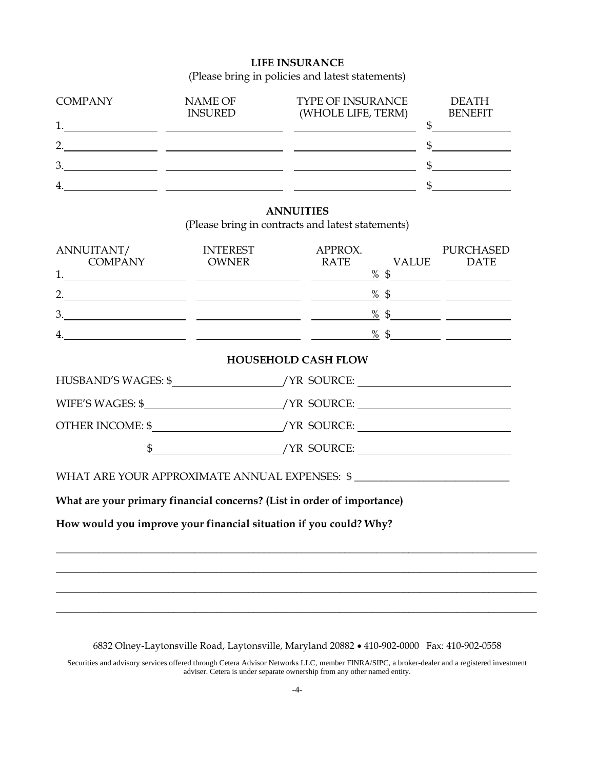## LIFE INSURANCE

(Please bring in policies and latest statements)

| COMPANY | NAME OF INSURED | TYPE OF INSURANCE (WHOLE LIFE, TERM) | DEATH BENEFIT |
|---|---|---|---|
| 1. | | | $ |
| 2. | | | $ |
| 3. | | | $ |
| 4. | | | $ |

## ANNUITIES

(Please bring in contracts and latest statements)

| ANNUITANT/ COMPANY | INTEREST OWNER | APPROX. RATE | VALUE | PURCHASED DATE |
|---|---|---|---|---|
| 1. | | % | $ | |
| 2. | | % | $ | |
| 3. | | % | $ | |
| 4. | | % | $ | |

## HOUSEHOLD CASH FLOW

HUSBAND'S WAGES: $____________________/YR SOURCE: ____________________________

WIFE'S WAGES: $________________________/YR SOURCE: ____________________________

OTHER INCOME: $_______________________/YR SOURCE: ____________________________

$_______________________/YR SOURCE: ____________________________

WHAT ARE YOUR APPROXIMATE ANNUAL EXPENSES: $ ____________________________

**What are your primary financial concerns? (List in order of importance)**

**How would you improve your financial situation if you could? Why?**

_____________________________________________________________________________________________

_____________________________________________________________________________________________

_____________________________________________________________________________________________

_____________________________________________________________________________________________

6832 Olney-Laytonsville Road, Laytonsville, Maryland 20882 • 410-902-0000 Fax: 410-902-0558

Securities and advisory services offered through Cetera Advisor Networks LLC, member FINRA/SIPC, a broker-dealer and a registered investment adviser. Cetera is under separate ownership from any other named entity.